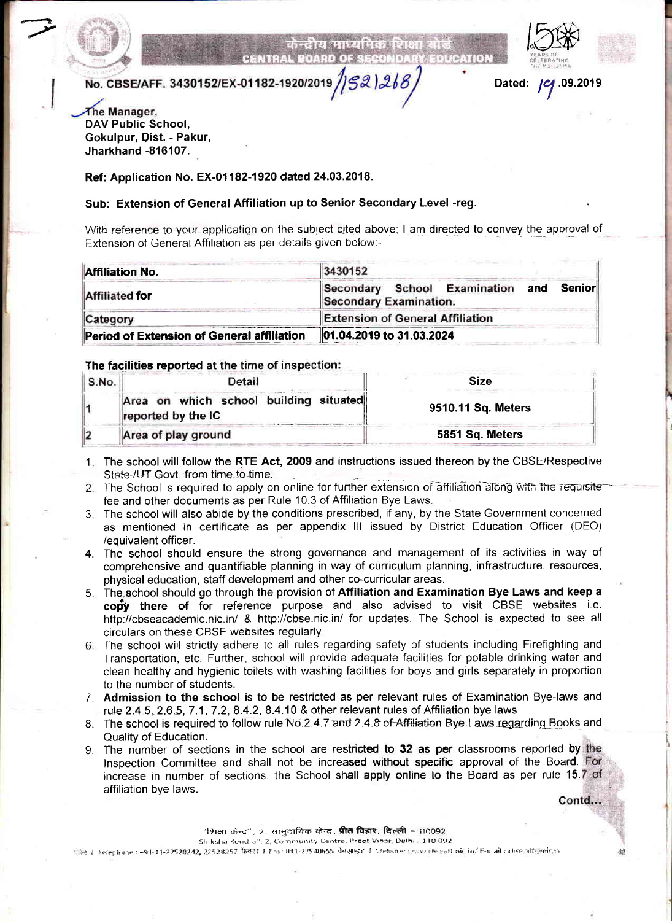केन्द्रीय माध्यमिक शिक्षा बोर्ड
CENTRAL BOARD OF SECONDARY EDUCATION

No. CBSE/AFF. 3430152/EX-01182-1920/2019/1521268/ Dated: 19.09.2019

The Manager,
DAV Public School,
Gokulpur, Dist. - Pakur,
Jharkhand -816107.

**Ref: Application No. EX-01182-1920 dated 24.03.2018.**

**Sub: Extension of General Affiliation up to Senior Secondary Level -reg.**

With reference to your application on the subject cited above; I am directed to convey the approval of Extension of General Affiliation as per details given below:-

| | |
|---|---|
| **Affiliation No.** | 3430152 |
| **Affiliated for** | Secondary School Examination and Senior Secondary Examination. |
| **Category** | Extension of General Affiliation |
| **Period of Extension of General affiliation** | **01.04.2019 to 31.03.2024** |

**The facilities reported at the time of inspection:**

| S.No. | Detail | Size |
|---|---|---|
| 1 | Area on which school building situated reported by the IC | 9510.11 Sq. Meters |
| 2 | Area of play ground | 5851 Sq. Meters |

1. The school will follow the **RTE Act, 2009** and instructions issued thereon by the CBSE/Respective State /UT Govt. from time to time.
2. The School is required to apply on online for further extension of affiliation along with the requisite fee and other documents as per Rule 10.3 of Affiliation Bye Laws.
3. The school will also abide by the conditions prescribed, if any, by the State Government concerned as mentioned in certificate as per appendix III issued by District Education Officer (DEO) /equivalent officer.
4. The school should ensure the strong governance and management of its activities in way of comprehensive and quantifiable planning in way of curriculum planning, infrastructure, resources, physical education, staff development and other co-curricular areas.
5. The school should go through the provision of **Affiliation and Examination Bye Laws and keep a copy there of** for reference purpose and also advised to visit CBSE websites i.e. http://cbseacademic.nic.in/ & http://cbse.nic.in/ for updates. The School is expected to see all circulars on these CBSE websites regularly
6. The school will strictly adhere to all rules regarding safety of students including Firefighting and Transportation, etc. Further, school will provide adequate facilities for potable drinking water and clean healthy and hygienic toilets with washing facilities for boys and girls separately in proportion to the number of students.
7. **Admission to the school** is to be restricted as per relevant rules of Examination Bye-laws and rule 2.4.5, 2.6.5, 7.1, 7.2, 8.4.2, 8.4.10 & other relevant rules of Affiliation bye laws.
8. The school is required to follow rule No.2.4.7 and 2.4.8 of Affiliation Bye Laws regarding Books and Quality of Education.
9. The number of sections in the school are restricted to 32 as per classrooms reported by the Inspection Committee and shall not be increased without specific approval of the Board. For increase in number of sections, the School shall apply online to the Board as per rule 15.7 of affiliation bye laws.

Contd...

"शिक्षा केन्द्र", 2, सामुदायिक केन्द्र, प्रीत विहार, दिल्ली – 110092
"Shiksha Kendra", 2, Community Centre, Preet Vihar, Delhi - 110 092
फोन / Telephone : +91-11-22528242, 22528257 फैक्स / Fax: 011-22540655 वेबसाइट / Website: www.cbseaff.nic.in, E-mail : cbse.aff@nic.in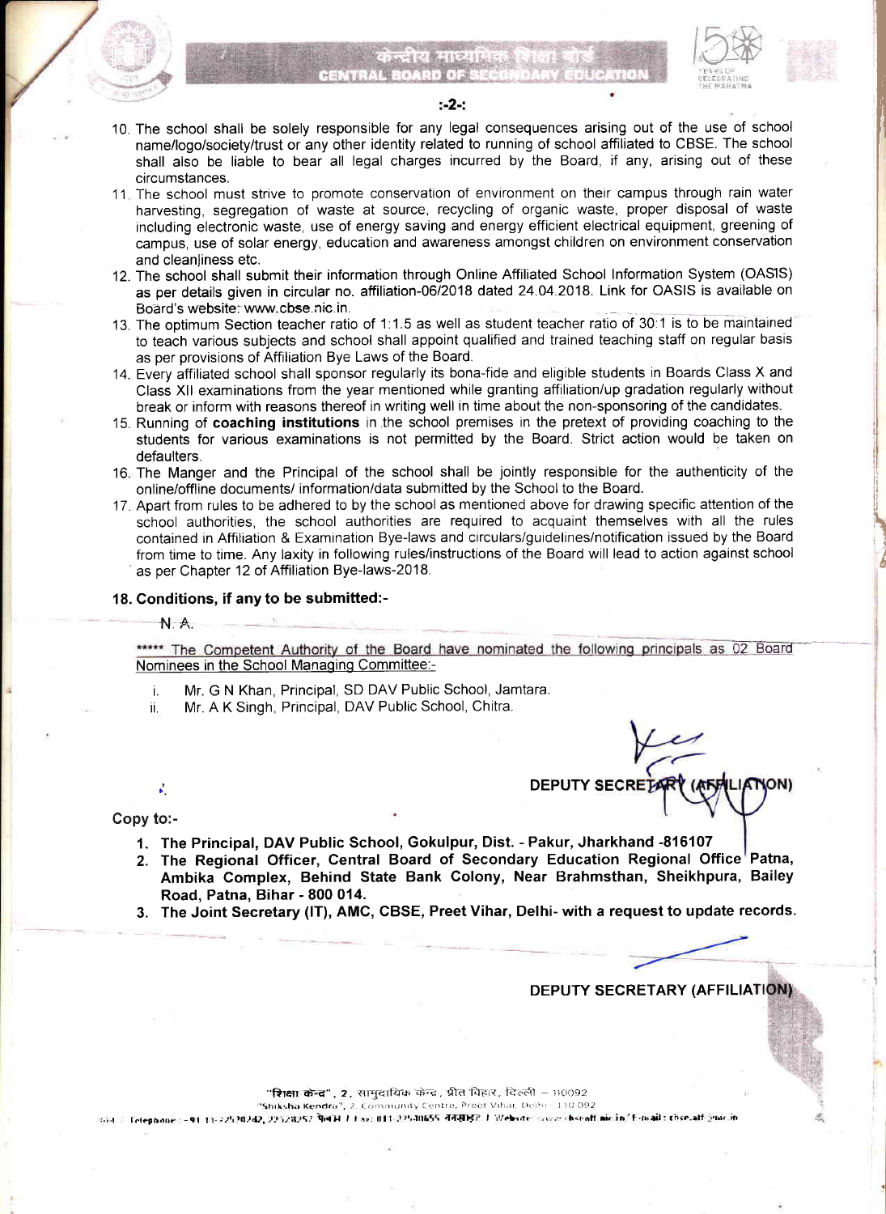:-2-:

10. The school shall be solely responsible for any legal consequences arising out of the use of school name/logo/society/trust or any other identity related to running of school affiliated to CBSE. The school shall also be liable to bear all legal charges incurred by the Board, if any, arising out of these circumstances.
11. The school must strive to promote conservation of environment on their campus through rain water harvesting, segregation of waste at source, recycling of organic waste, proper disposal of waste including electronic waste, use of energy saving and energy efficient electrical equipment, greening of campus, use of solar energy, education and awareness amongst children on environment conservation and cleanliness etc.
12. The school shall submit their information through Online Affiliated School Information System (OASIS) as per details given in circular no. affiliation-06/2018 dated 24.04.2018. Link for OASIS is available on Board's website: www.cbse.nic.in.
13. The optimum Section teacher ratio of 1:1.5 as well as student teacher ratio of 30:1 is to be maintained to teach various subjects and school shall appoint qualified and trained teaching staff on regular basis as per provisions of Affiliation Bye Laws of the Board.
14. Every affiliated school shall sponsor regularly its bona-fide and eligible students in Boards Class X and Class XII examinations from the year mentioned while granting affiliation/up gradation regularly without break or inform with reasons thereof in writing well in time about the non-sponsoring of the candidates.
15. Running of **coaching institutions** in the school premises in the pretext of providing coaching to the students for various examinations is not permitted by the Board. Strict action would be taken on defaulters.
16. The Manger and the Principal of the school shall be jointly responsible for the authenticity of the online/offline documents/ information/data submitted by the School to the Board.
17. Apart from rules to be adhered to by the school as mentioned above for drawing specific attention of the school authorities, the school authorities are required to acquaint themselves with all the rules contained in Affiliation & Examination Bye-laws and circulars/guidelines/notification issued by the Board from time to time. Any laxity in following rules/instructions of the Board will lead to action against school as per Chapter 12 of Affiliation Bye-laws-2018.

**18. Conditions, if any to be submitted:-**

N. A.

***** The Competent Authority of the Board have nominated the following principals as 02 Board Nominees in the School Managing Committee:-

i. Mr. G N Khan, Principal, SD DAV Public School, Jamtara.
ii. Mr. A K Singh, Principal, DAV Public School, Chitra.

**DEPUTY SECRETARY (AFFILIATION)**

Copy to:-

1. **The Principal, DAV Public School, Gokulpur, Dist. - Pakur, Jharkhand -816107**
2. **The Regional Officer, Central Board of Secondary Education Regional Office Patna, Ambika Complex, Behind State Bank Colony, Near Brahmsthan, Sheikhpura, Bailey Road, Patna, Bihar - 800 014.**
3. **The Joint Secretary (IT), AMC, CBSE, Preet Vihar, Delhi- with a request to update records.**

**DEPUTY SECRETARY (AFFILIATION)**